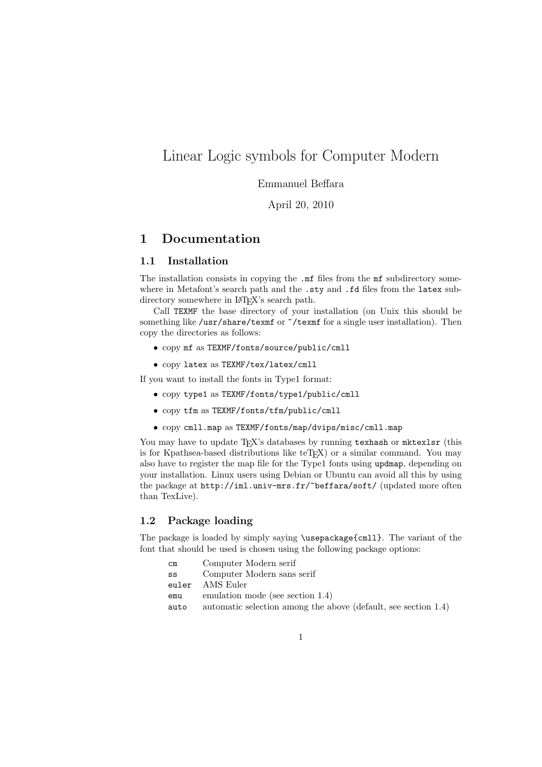# Linear Logic symbols for Computer Modern

Emmanuel Beffara

April 20, 2010

## 1 Documentation

### 1.1 Installation

The installation consists in copying the `.mf` files from the `mf` subdirectory somewhere in Metafont's search path and the `.sty` and `.fd` files from the `latex` subdirectory somewhere in LaTeX's search path.

Call `TEXMF` the base directory of your installation (on Unix this should be something like `/usr/share/texmf` or `~/texmf` for a single user installation). Then copy the directories as follows:

- copy `mf` as `TEXMF/fonts/source/public/cmll`
- copy `latex` as `TEXMF/tex/latex/cmll`

If you want to install the fonts in Type1 format:

- copy `type1` as `TEXMF/fonts/type1/public/cmll`
- copy `tfm` as `TEXMF/fonts/tfm/public/cmll`
- copy `cmll.map` as `TEXMF/fonts/map/dvips/misc/cmll.map`

You may have to update TeX's databases by running `texhash` or `mktexlsr` (this is for Kpathsea-based distributions like teTeX) or a similar command. You may also have to register the map file for the Type1 fonts using `updmap`, depending on your installation. Linux users using Debian or Ubuntu can avoid all this by using the package at `http://iml.univ-mrs.fr/~beffara/soft/` (updated more often than TexLive).

### 1.2 Package loading

The package is loaded by simply saying `\usepackage{cmll}`. The variant of the font that should be used is chosen using the following package options:

| | |
|---|---|
| `cm` | Computer Modern serif |
| `ss` | Computer Modern sans serif |
| `euler` | AMS Euler |
| `emu` | emulation mode (see section 1.4) |
| `auto` | automatic selection among the above (default, see section 1.4) |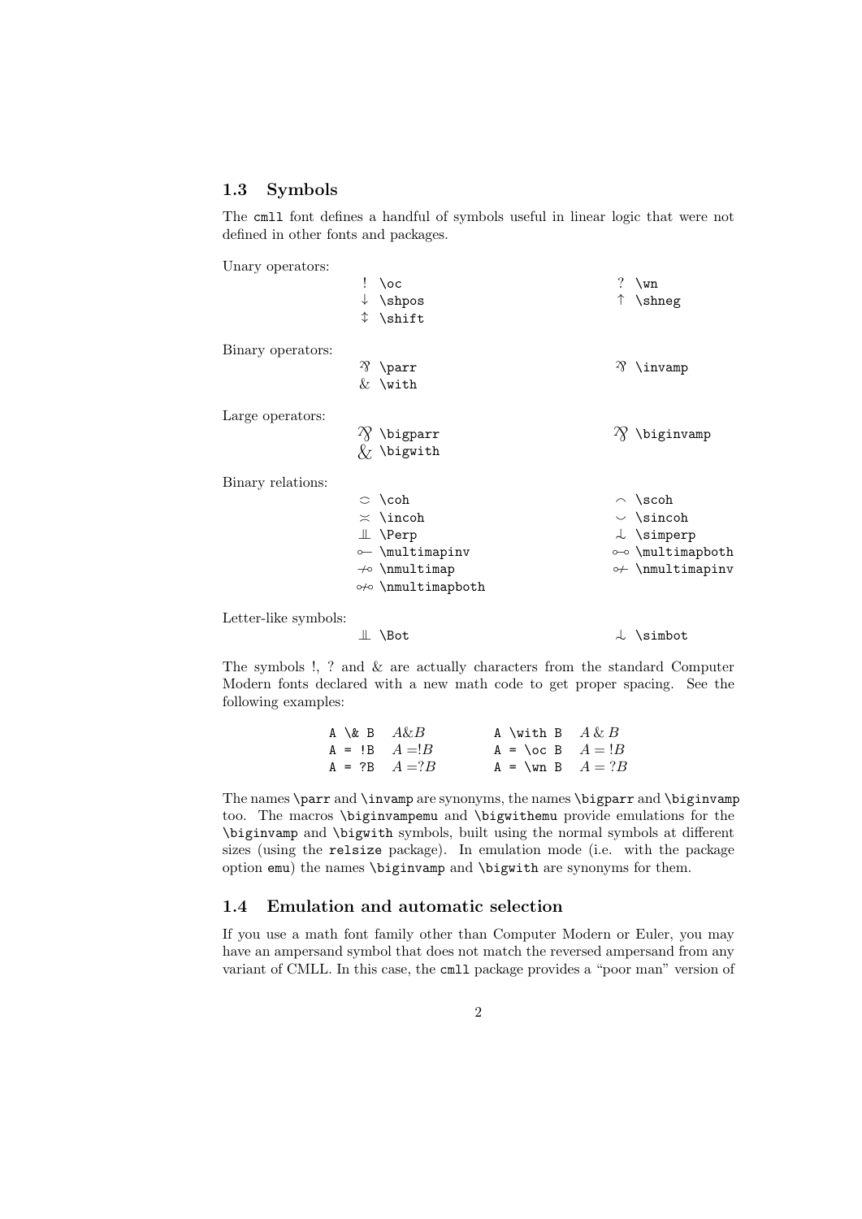### 1.3 Symbols

The `cmll` font defines a handful of symbols useful in linear logic that were not defined in other fonts and packages.

Unary operators:

| Symbol | Command | Symbol | Command |
|---|---|---|---|
| ! | `\oc` | ? | `\wn` |
| ↓ | `\shpos` | ↑ | `\shneg` |
| ↕ | `\shift` | | |

Binary operators:

| Symbol | Command | Symbol | Command |
|---|---|---|---|
| ⅋ | `\parr` | ⅋ | `\invamp` |
| & | `\with` | | |

Large operators:

| Symbol | Command | Symbol | Command |
|---|---|---|---|
| ⅋ | `\bigparr` | ⅋ | `\biginvamp` |
| & | `\bigwith` | | |

Binary relations:

| Symbol | Command | Symbol | Command |
|---|---|---|---|
| ⫘ | `\coh` | ⌢ | `\scoh` |
| ≍ | `\incoh` | ⌣ | `\sincoh` |
| ⫫ | `\Perp` | ⫰ | `\simperp` |
| ⟜ | `\multimapinv` | ⧟ | `\multimapboth` |
| ⊸̸ | `\nmultimap` | ⟜̸ | `\nmultimapinv` |
| ⧟̸ | `\nmultimapboth` | | |

Letter-like symbols:

| Symbol | Command | Symbol | Command |
|---|---|---|---|
| ⫫ | `\Bot` | ⫰ | `\simbot` |

The symbols !, ? and & are actually characters from the standard Computer Modern fonts declared with a new math code to get proper spacing. See the following examples:

| Input | Output | Input | Output |
|---|---|---|---|
| `A \& B` | $A\&B$ | `A \with B` | $A \,\&\, B$ |
| `A = !B` | $A =!B$ | `A = \oc B` | $A = !B$ |
| `A = ?B` | $A =?B$ | `A = \wn B` | $A = ?B$ |

The names `\parr` and `\invamp` are synonyms, the names `\bigparr` and `\biginvamp` too. The macros `\biginvampemu` and `\bigwithemu` provide emulations for the `\biginvamp` and `\bigwith` symbols, built using the normal symbols at different sizes (using the `relsize` package). In emulation mode (i.e. with the package option `emu`) the names `\biginvamp` and `\bigwith` are synonyms for them.

### 1.4 Emulation and automatic selection

If you use a math font family other than Computer Modern or Euler, you may have an ampersand symbol that does not match the reversed ampersand from any variant of CMLL. In this case, the `cmll` package provides a "poor man" version of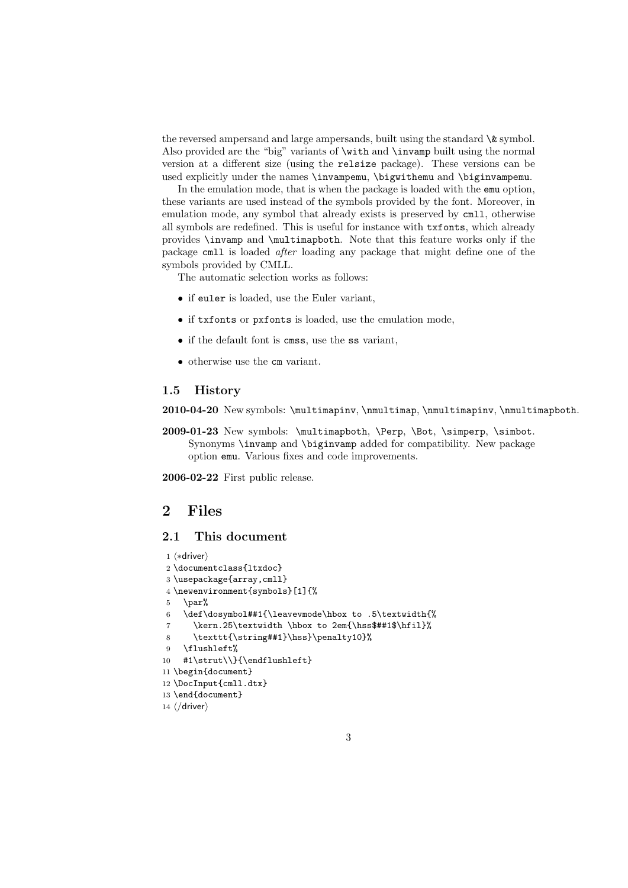the reversed ampersand and large ampersands, built using the standard `\&` symbol. Also provided are the "big" variants of `\with` and `\invamp` built using the normal version at a different size (using the `relsize` package). These versions can be used explicitly under the names `\invampemu`, `\bigwithemu` and `\biginvampemu`.

In the emulation mode, that is when the package is loaded with the `emu` option, these variants are used instead of the symbols provided by the font. Moreover, in emulation mode, any symbol that already exists is preserved by `cmll`, otherwise all symbols are redefined. This is useful for instance with `txfonts`, which already provides `\invamp` and `\multimapboth`. Note that this feature works only if the package `cmll` is loaded *after* loading any package that might define one of the symbols provided by CMLL.

The automatic selection works as follows:

- if `euler` is loaded, use the Euler variant,
- if `txfonts` or `pxfonts` is loaded, use the emulation mode,
- if the default font is `cmss`, use the `ss` variant,
- otherwise use the `cm` variant.

### 1.5 History

**2010-04-20** New symbols: `\multimapinv`, `\nmultimap`, `\nmultimapinv`, `\nmultimapboth`.

**2009-01-23** New symbols: `\multimapboth`, `\Perp`, `\Bot`, `\simperp`, `\simbot`. Synonyms `\invamp` and `\biginvamp` added for compatibility. New package option `emu`. Various fixes and code improvements.

**2006-02-22** First public release.

## 2 Files

### 2.1 This document

```
1 ⟨*driver⟩
2 \documentclass{ltxdoc}
3 \usepackage{array,cmll}
4 \newenvironment{symbols}[1]{%
5   \par%
6   \def\dosymbol##1{\leavevmode\hbox to .5\textwidth{%
7     \kern.25\textwidth \hbox to 2em{\hss$##1$\hfil}%
8     \texttt{\string##1}\hss}\penalty10}%
9   \flushleft%
10  #1\strut\\}{\endflushleft}
11 \begin{document}
12 \DocInput{cmll.dtx}
13 \end{document}
14 ⟨/driver⟩
```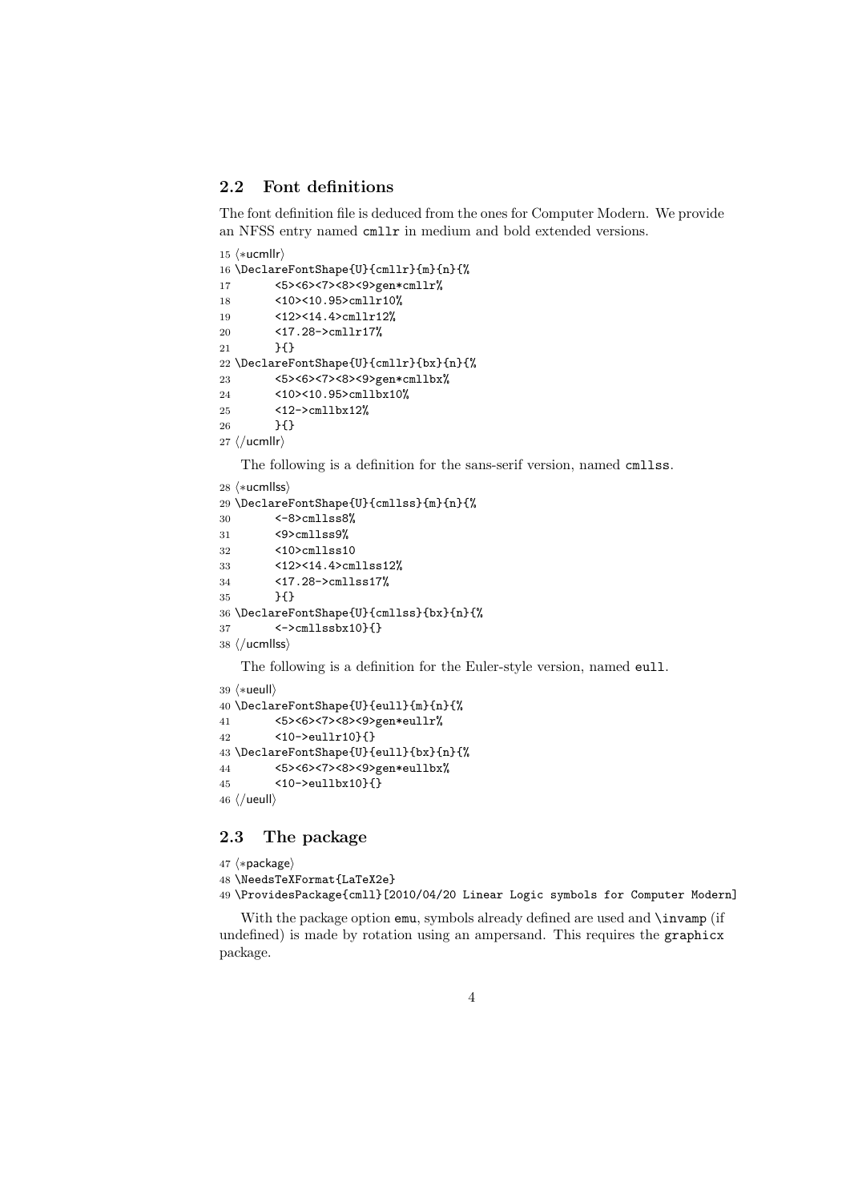## 2.2 Font definitions

The font definition file is deduced from the ones for Computer Modern. We provide an NFSS entry named `cmllr` in medium and bold extended versions.

```
15 ⟨*ucmllr⟩
16 \DeclareFontShape{U}{cmllr}{m}{n}{%
17       <5><6><7><8><9>gen*cmllr%
18       <10><10.95>cmllr10%
19       <12><14.4>cmllr12%
20       <17.28->cmllr17%
21       }{}
22 \DeclareFontShape{U}{cmllr}{bx}{n}{%
23       <5><6><7><8><9>gen*cmllbx%
24       <10><10.95>cmllbx10%
25       <12->cmllbx12%
26       }{}
27 ⟨/ucmllr⟩
```

The following is a definition for the sans-serif version, named `cmllss`.

```
28 ⟨*ucmllss⟩
29 \DeclareFontShape{U}{cmllss}{m}{n}{%
30       <-8>cmllss8%
31       <9>cmllss9%
32       <10>cmllss10
33       <12><14.4>cmllss12%
34       <17.28->cmllss17%
35       }{}
36 \DeclareFontShape{U}{cmllss}{bx}{n}{%
37       <->cmllssbx10}{}
38 ⟨/ucmllss⟩
```

The following is a definition for the Euler-style version, named `eull`.

```
39 ⟨*ueull⟩
40 \DeclareFontShape{U}{eull}{m}{n}{%
41       <5><6><7><8><9>gen*eullr%
42       <10->eullr10}{}
43 \DeclareFontShape{U}{eull}{bx}{n}{%
44       <5><6><7><8><9>gen*eullbx%
45       <10->eullbx10}{}
46 ⟨/ueull⟩
```

## 2.3 The package

```
47 ⟨*package⟩
48 \NeedsTeXFormat{LaTeX2e}
49 \ProvidesPackage{cmll}[2010/04/20 Linear Logic symbols for Computer Modern]
```

With the package option `emu`, symbols already defined are used and `\invamp` (if undefined) is made by rotation using an ampersand. This requires the `graphicx` package.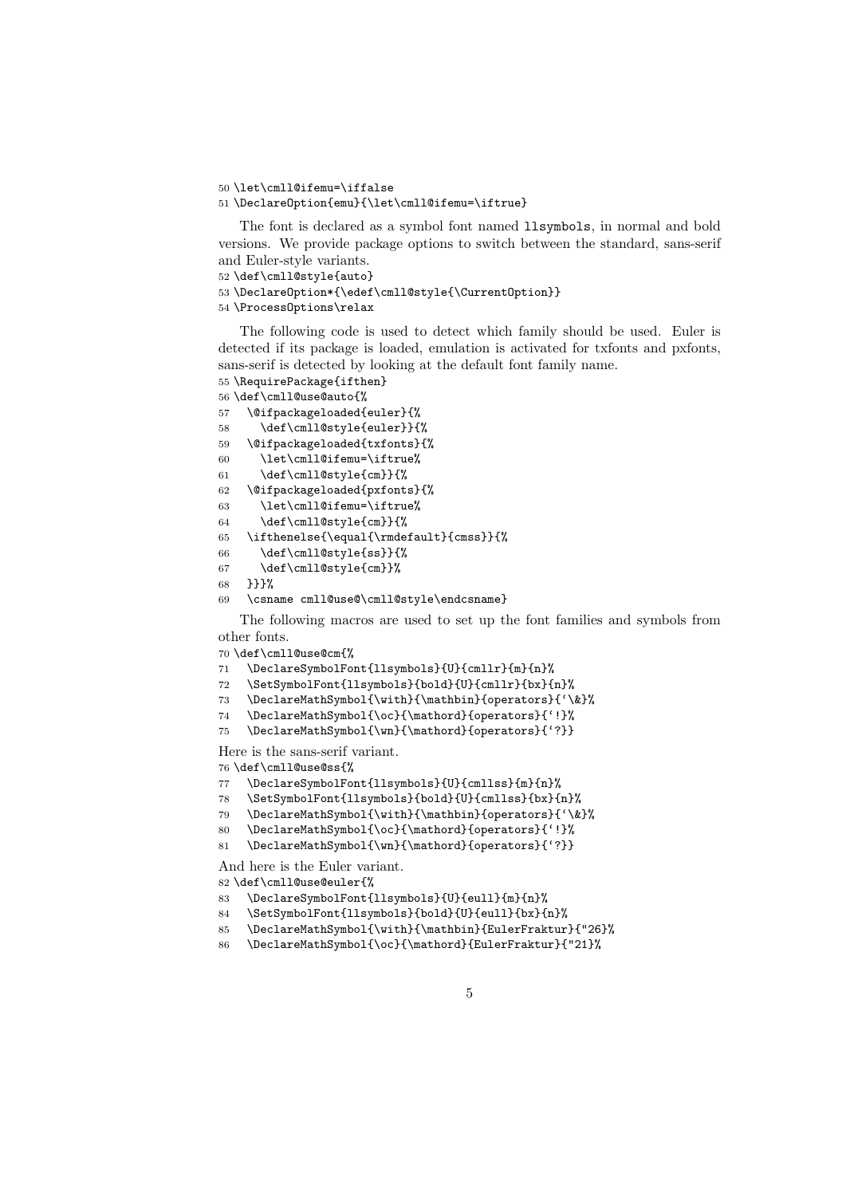```
50 \let\cmll@ifemu=\iffalse
51 \DeclareOption{emu}{\let\cmll@ifemu=\iftrue}
```

The font is declared as a symbol font named llsymbols, in normal and bold versions. We provide package options to switch between the standard, sans-serif and Euler-style variants.

```
52 \def\cmll@style{auto}
53 \DeclareOption*{\edef\cmll@style{\CurrentOption}}
54 \ProcessOptions\relax
```

The following code is used to detect which family should be used. Euler is detected if its package is loaded, emulation is activated for txfonts and pxfonts, sans-serif is detected by looking at the default font family name.

```
55 \RequirePackage{ifthen}
56 \def\cmll@use@auto{%
57   \@ifpackageloaded{euler}{%
58     \def\cmll@style{euler}}{%
59   \@ifpackageloaded{txfonts}{%
60     \let\cmll@ifemu=\iftrue%
61     \def\cmll@style{cm}}{%
62   \@ifpackageloaded{pxfonts}{%
63     \let\cmll@ifemu=\iftrue%
64     \def\cmll@style{cm}}{%
65   \ifthenelse{\equal{\rmdefault}{cmss}}{%
66     \def\cmll@style{ss}}{%
67     \def\cmll@style{cm}}%
68   }}}%
69   \csname cmll@use@\cmll@style\endcsname}
```

The following macros are used to set up the font families and symbols from other fonts.

```
70 \def\cmll@use@cm{%
71   \DeclareSymbolFont{llsymbols}{U}{cmllr}{m}{n}%
72   \SetSymbolFont{llsymbols}{bold}{U}{cmllr}{bx}{n}%
73   \DeclareMathSymbol{\with}{\mathbin}{operators}{`\&}%
74   \DeclareMathSymbol{\oc}{\mathord}{operators}{`!}%
75   \DeclareMathSymbol{\wn}{\mathord}{operators}{`?}}
```

Here is the sans-serif variant.

```
76 \def\cmll@use@ss{%
77   \DeclareSymbolFont{llsymbols}{U}{cmllss}{m}{n}%
78   \SetSymbolFont{llsymbols}{bold}{U}{cmllss}{bx}{n}%
79   \DeclareMathSymbol{\with}{\mathbin}{operators}{`\&}%
80   \DeclareMathSymbol{\oc}{\mathord}{operators}{`!}%
81   \DeclareMathSymbol{\wn}{\mathord}{operators}{`?}}
```

And here is the Euler variant.

```
82 \def\cmll@use@euler{%
83   \DeclareSymbolFont{llsymbols}{U}{eull}{m}{n}%
84   \SetSymbolFont{llsymbols}{bold}{U}{eull}{bx}{n}%
85   \DeclareMathSymbol{\with}{\mathbin}{EulerFraktur}{"26}%
86   \DeclareMathSymbol{\oc}{\mathord}{EulerFraktur}{"21}%
```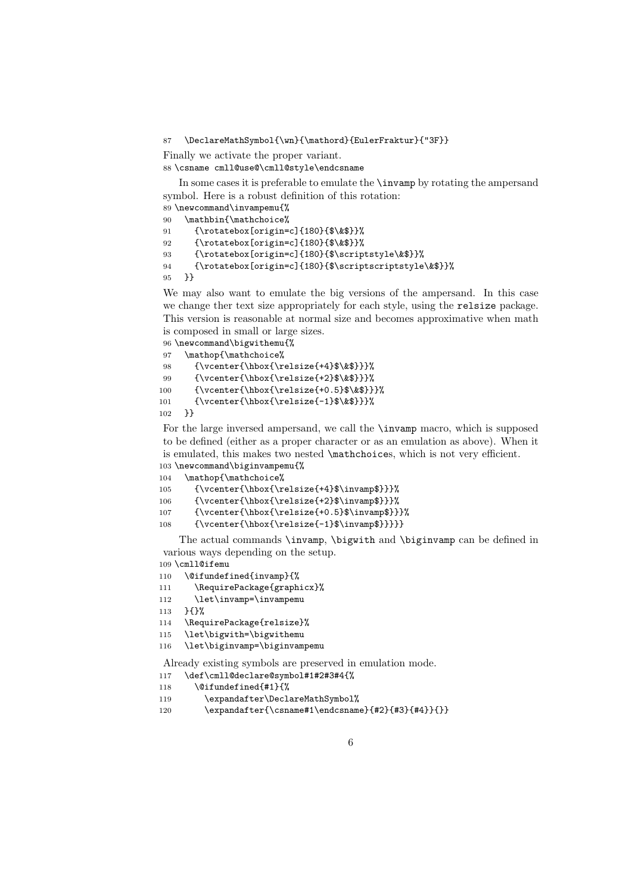```
87   \DeclareMathSymbol{\wn}{\mathord}{EulerFraktur}{"3F}}
```

Finally we activate the proper variant.

```
88 \csname cmll@use@\cmll@style\endcsname
```

In some cases it is preferable to emulate the `\invamp` by rotating the ampersand symbol. Here is a robust definition of this rotation:

```
89 \newcommand\invampemu{%
90   \mathbin{\mathchoice%
91     {\rotatebox[origin=c]{180}{$\&$}}%
92     {\rotatebox[origin=c]{180}{$\&$}}%
93     {\rotatebox[origin=c]{180}{$\scriptstyle\&$}}%
94     {\rotatebox[origin=c]{180}{$\scriptscriptstyle\&$}}%
95   }}
```

We may also want to emulate the big versions of the ampersand. In this case we change ther text size appropriately for each style, using the `relsize` package. This version is reasonable at normal size and becomes approximative when math is composed in small or large sizes.

```
96 \newcommand\bigwithemu{%
97   \mathop{\mathchoice%
98     {\vcenter{\hbox{\relsize{+4}$\&$}}}%
99     {\vcenter{\hbox{\relsize{+2}$\&$}}}%
100    {\vcenter{\hbox{\relsize{+0.5}$\&$}}}%
101    {\vcenter{\hbox{\relsize{-1}$\&$}}}%
102  }}
```

For the large inversed ampersand, we call the `\invamp` macro, which is supposed to be defined (either as a proper character or as an emulation as above). When it is emulated, this makes two nested `\mathchoice`s, which is not very efficient.

```
103 \newcommand\biginvampemu{%
104   \mathop{\mathchoice%
105     {\vcenter{\hbox{\relsize{+4}$\invamp$}}}%
106     {\vcenter{\hbox{\relsize{+2}$\invamp$}}}%
107     {\vcenter{\hbox{\relsize{+0.5}$\invamp$}}}%
108     {\vcenter{\hbox{\relsize{-1}$\invamp$}}}}}
```

The actual commands `\invamp`, `\bigwith` and `\biginvamp` can be defined in various ways depending on the setup.

```
109 \cmll@ifemu
110   \@ifundefined{invamp}{%
111     \RequirePackage{graphicx}%
112     \let\invamp=\invampemu
113   }{}%
114   \RequirePackage{relsize}%
115   \let\bigwith=\bigwithemu
116   \let\biginvamp=\biginvampemu
```

Already existing symbols are preserved in emulation mode.

```
117   \def\cmll@declare@symbol#1#2#3#4{%
118     \@ifundefined{#1}{%
119       \expandafter\DeclareMathSymbol%
120       \expandafter{\csname#1\endcsname}{#2}{#3}{#4}}{}}
```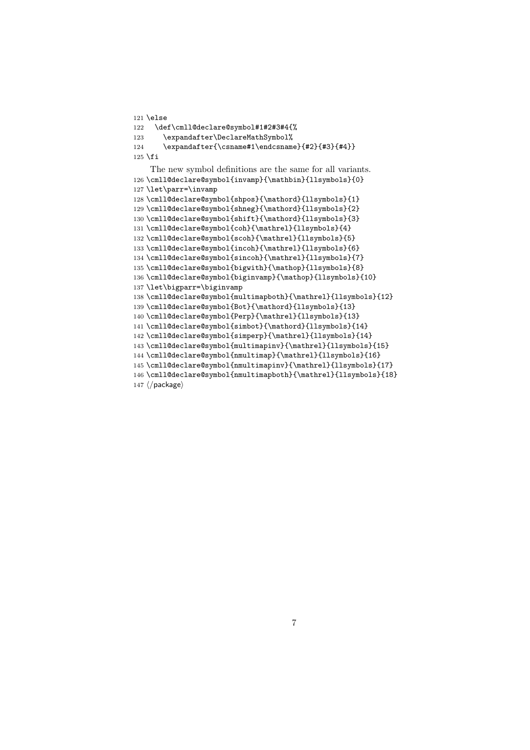```
121 \else
122   \def\cmll@declare@symbol#1#2#3#4{%
123     \expandafter\DeclareMathSymbol%
124     \expandafter{\csname#1\endcsname}{#2}{#3}{#4}}
125 \fi
```

The new symbol definitions are the same for all variants.

```
126 \cmll@declare@symbol{invamp}{\mathbin}{llsymbols}{0}
127 \let\parr=\invamp
128 \cmll@declare@symbol{shpos}{\mathord}{llsymbols}{1}
129 \cmll@declare@symbol{shneg}{\mathord}{llsymbols}{2}
130 \cmll@declare@symbol{shift}{\mathord}{llsymbols}{3}
131 \cmll@declare@symbol{coh}{\mathrel}{llsymbols}{4}
132 \cmll@declare@symbol{scoh}{\mathrel}{llsymbols}{5}
133 \cmll@declare@symbol{incoh}{\mathrel}{llsymbols}{6}
134 \cmll@declare@symbol{sincoh}{\mathrel}{llsymbols}{7}
135 \cmll@declare@symbol{bigwith}{\mathop}{llsymbols}{8}
136 \cmll@declare@symbol{biginvamp}{\mathop}{llsymbols}{10}
137 \let\bigparr=\biginvamp
138 \cmll@declare@symbol{multimapboth}{\mathrel}{llsymbols}{12}
139 \cmll@declare@symbol{Bot}{\mathord}{llsymbols}{13}
140 \cmll@declare@symbol{Perp}{\mathrel}{llsymbols}{13}
141 \cmll@declare@symbol{simbot}{\mathord}{llsymbols}{14}
142 \cmll@declare@symbol{simperp}{\mathrel}{llsymbols}{14}
143 \cmll@declare@symbol{multimapinv}{\mathrel}{llsymbols}{15}
144 \cmll@declare@symbol{nmultimap}{\mathrel}{llsymbols}{16}
145 \cmll@declare@symbol{nmultimapinv}{\mathrel}{llsymbols}{17}
146 \cmll@declare@symbol{nmultimapboth}{\mathrel}{llsymbols}{18}
147 ⟨/package⟩
```